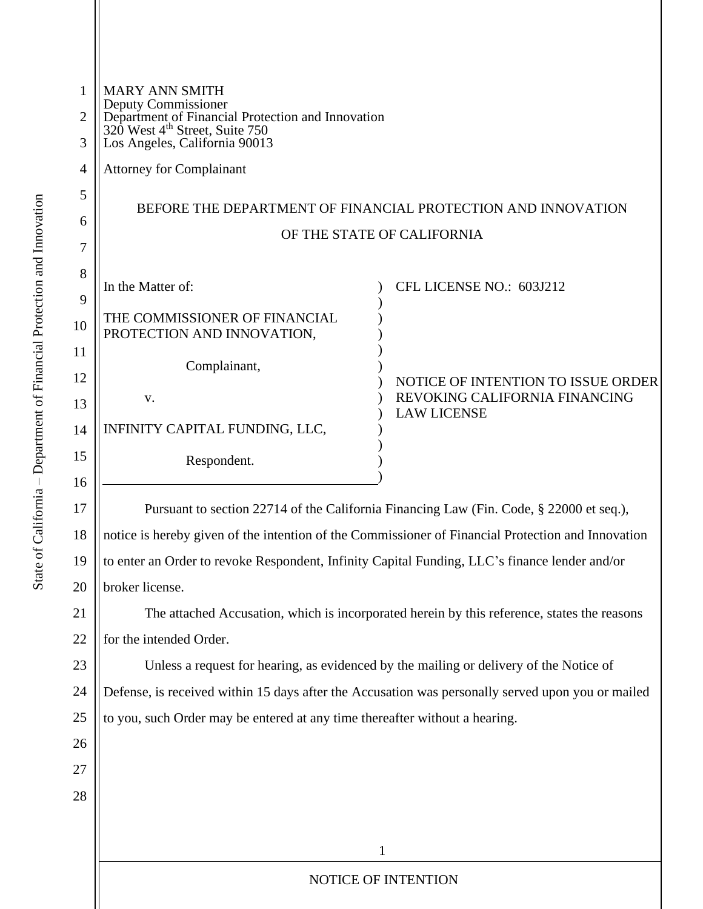MARY ANN SMITH
Deputy Commissioner
Department of Financial Protection and Innovation
320 West 4th Street, Suite 750
Los Angeles, California 90013

Attorney for Complainant

BEFORE THE DEPARTMENT OF FINANCIAL PROTECTION AND INNOVATION

OF THE STATE OF CALIFORNIA

| | |
|---|---|
| In the Matter of:<br><br>THE COMMISSIONER OF FINANCIAL PROTECTION AND INNOVATION,<br><br>Complainant,<br><br>v.<br><br>INFINITY CAPITAL FUNDING, LLC,<br><br>Respondent. | CFL LICENSE NO.: 603J212<br><br>NOTICE OF INTENTION TO ISSUE ORDER REVOKING CALIFORNIA FINANCING LAW LICENSE |

Pursuant to section 22714 of the California Financing Law (Fin. Code, § 22000 et seq.), notice is hereby given of the intention of the Commissioner of Financial Protection and Innovation to enter an Order to revoke Respondent, Infinity Capital Funding, LLC's finance lender and/or broker license.

The attached Accusation, which is incorporated herein by this reference, states the reasons for the intended Order.

Unless a request for hearing, as evidenced by the mailing or delivery of the Notice of Defense, is received within 15 days after the Accusation was personally served upon you or mailed to you, such Order may be entered at any time thereafter without a hearing.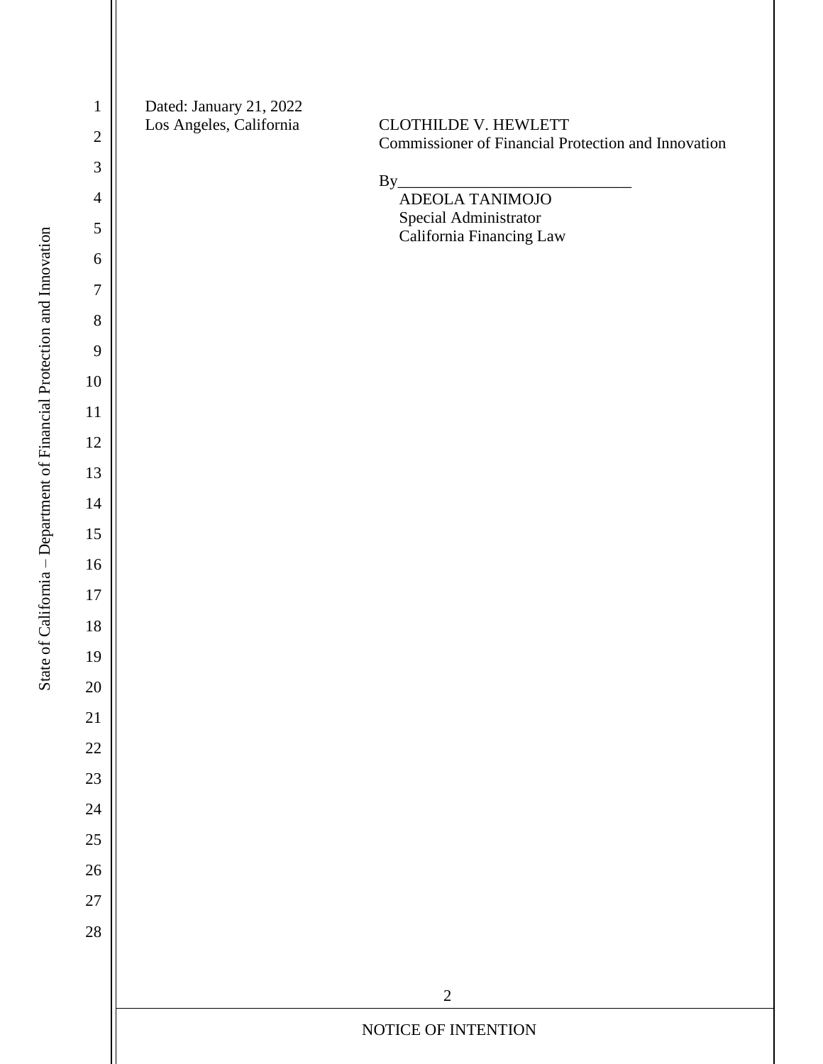Dated: January 21, 2022
Los Angeles, California

CLOTHILDE V. HEWLETT
Commissioner of Financial Protection and Innovation

By_____________________________
ADEOLA TANIMOJO
Special Administrator
California Financing Law